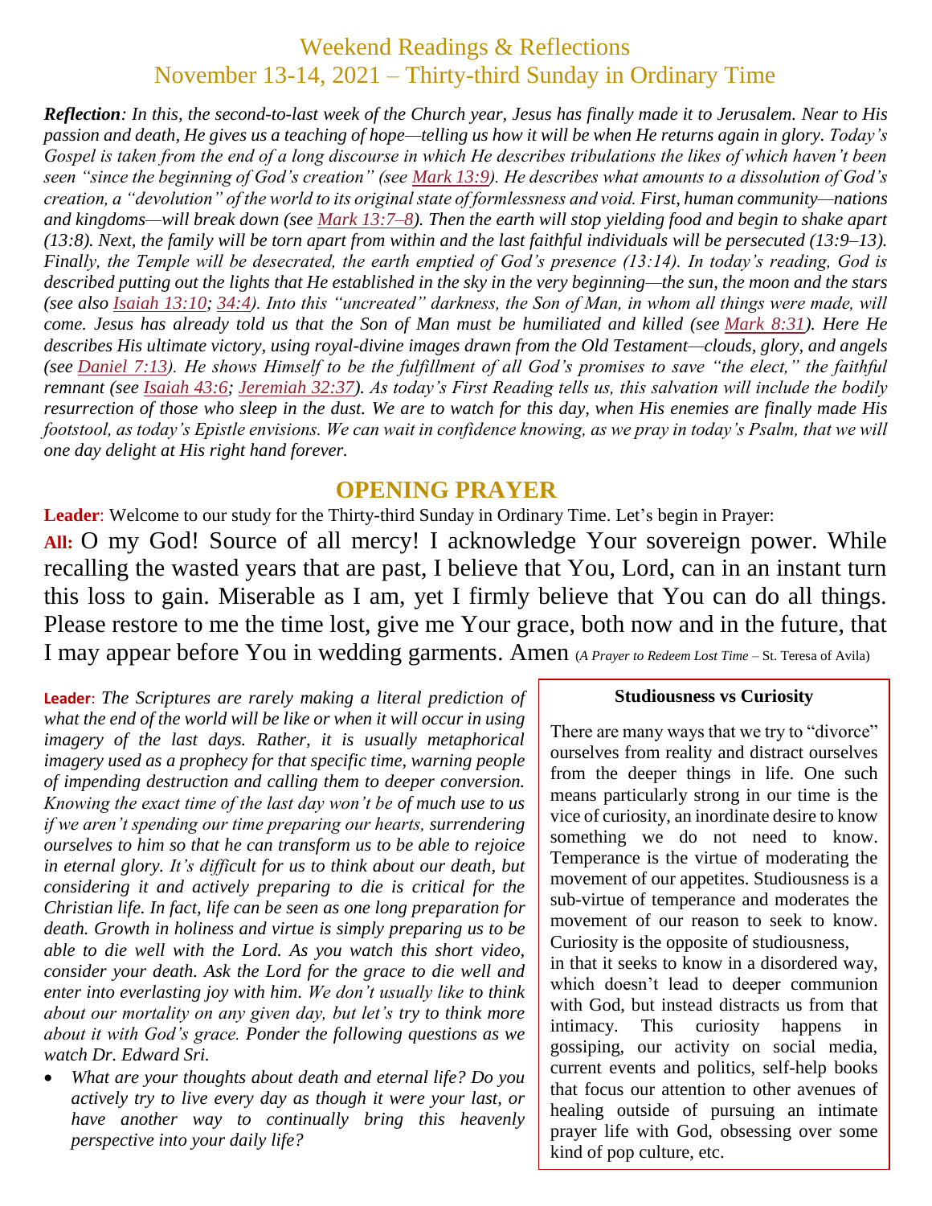# Weekend Readings & Reflections
## November 13-14, 2021 – Thirty-third Sunday in Ordinary Time

***Reflection****: In this, the second-to-last week of the Church year, Jesus has finally made it to Jerusalem. Near to His passion and death, He gives us a teaching of hope—telling us how it will be when He returns again in glory. Today's Gospel is taken from the end of a long discourse in which He describes tribulations the likes of which haven't been seen "since the beginning of God's creation" (see Mark 13:9). He describes what amounts to a dissolution of God's creation, a "devolution" of the world to its original state of formlessness and void. First, human community—nations and kingdoms—will break down (see Mark 13:7–8). Then the earth will stop yielding food and begin to shake apart (13:8). Next, the family will be torn apart from within and the last faithful individuals will be persecuted (13:9–13). Finally, the Temple will be desecrated, the earth emptied of God's presence (13:14). In today's reading, God is described putting out the lights that He established in the sky in the very beginning—the sun, the moon and the stars (see also Isaiah 13:10; 34:4). Into this "uncreated" darkness, the Son of Man, in whom all things were made, will come. Jesus has already told us that the Son of Man must be humiliated and killed (see Mark 8:31). Here He describes His ultimate victory, using royal-divine images drawn from the Old Testament—clouds, glory, and angels (see Daniel 7:13). He shows Himself to be the fulfillment of all God's promises to save "the elect," the faithful remnant (see Isaiah 43:6; Jeremiah 32:37). As today's First Reading tells us, this salvation will include the bodily resurrection of those who sleep in the dust. We are to watch for this day, when His enemies are finally made His footstool, as today's Epistle envisions. We can wait in confidence knowing, as we pray in today's Psalm, that we will one day delight at His right hand forever.*

## OPENING PRAYER

**Leader**: Welcome to our study for the Thirty-third Sunday in Ordinary Time. Let's begin in Prayer:

**All:** O my God! Source of all mercy! I acknowledge Your sovereign power. While recalling the wasted years that are past, I believe that You, Lord, can in an instant turn this loss to gain. Miserable as I am, yet I firmly believe that You can do all things. Please restore to me the time lost, give me Your grace, both now and in the future, that I may appear before You in wedding garments. Amen (*A Prayer to Redeem Lost Time* – St. Teresa of Avila)

**Leader**: *The Scriptures are rarely making a literal prediction of what the end of the world will be like or when it will occur in using imagery of the last days. Rather, it is usually metaphorical imagery used as a prophecy for that specific time, warning people of impending destruction and calling them to deeper conversion. Knowing the exact time of the last day won't be of much use to us if we aren't spending our time preparing our hearts, surrendering ourselves to him so that he can transform us to be able to rejoice in eternal glory. It's difficult for us to think about our death, but considering it and actively preparing to die is critical for the Christian life. In fact, life can be seen as one long preparation for death. Growth in holiness and virtue is simply preparing us to be able to die well with the Lord. As you watch this short video, consider your death. Ask the Lord for the grace to die well and enter into everlasting joy with him. We don't usually like to think about our mortality on any given day, but let's try to think more about it with God's grace. Ponder the following questions as we watch Dr. Edward Sri.*

- *What are your thoughts about death and eternal life? Do you actively try to live every day as though it were your last, or have another way to continually bring this heavenly perspective into your daily life?*

**Studiousness vs Curiosity**

There are many ways that we try to "divorce" ourselves from reality and distract ourselves from the deeper things in life. One such means particularly strong in our time is the vice of curiosity, an inordinate desire to know something we do not need to know. Temperance is the virtue of moderating the movement of our appetites. Studiousness is a sub-virtue of temperance and moderates the movement of our reason to seek to know. Curiosity is the opposite of studiousness, in that it seeks to know in a disordered way, which doesn't lead to deeper communion with God, but instead distracts us from that intimacy. This curiosity happens in gossiping, our activity on social media, current events and politics, self-help books that focus our attention to other avenues of healing outside of pursuing an intimate prayer life with God, obsessing over some kind of pop culture, etc.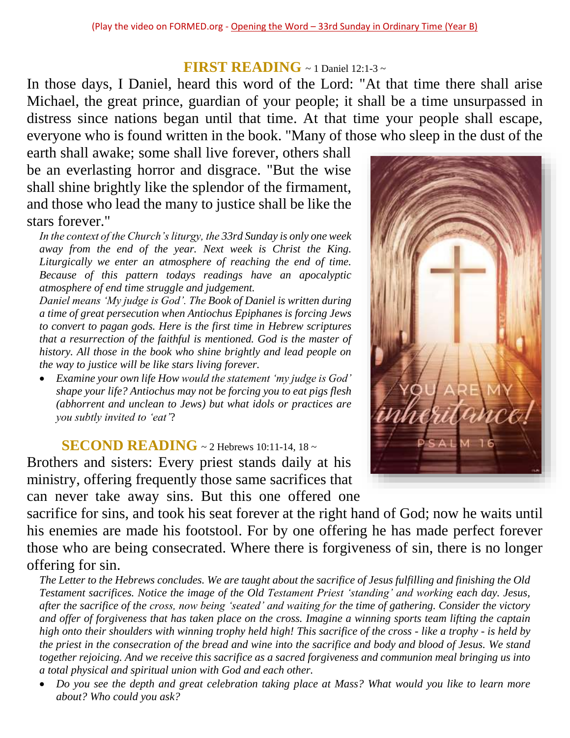(Play the video on FORMED.org - Opening the Word – 33rd Sunday in Ordinary Time (Year B)

## FIRST READING ~ 1 Daniel 12:1-3 ~

In those days, I Daniel, heard this word of the Lord: "At that time there shall arise Michael, the great prince, guardian of your people; it shall be a time unsurpassed in distress since nations began until that time. At that time your people shall escape, everyone who is found written in the book. "Many of those who sleep in the dust of the earth shall awake; some shall live forever, others shall be an everlasting horror and disgrace. "But the wise shall shine brightly like the splendor of the firmament, and those who lead the many to justice shall be like the stars forever."

*In the context of the Church's liturgy, the 33rd Sunday is only one week away from the end of the year. Next week is Christ the King. Liturgically we enter an atmosphere of reaching the end of time. Because of this pattern todays readings have an apocalyptic atmosphere of end time struggle and judgement.*

*Daniel means 'My judge is God'. The Book of Daniel is written during a time of great persecution when Antiochus Epiphanes is forcing Jews to convert to pagan gods. Here is the first time in Hebrew scriptures that a resurrection of the faithful is mentioned. God is the master of history. All those in the book who shine brightly and lead people on the way to justice will be like stars living forever.*

- *Examine your own life How would the statement 'my judge is God' shape your life? Antiochus may not be forcing you to eat pigs flesh (abhorrent and unclean to Jews) but what idols or practices are you subtly invited to 'eat'*?

## SECOND READING ~ 2 Hebrews 10:11-14, 18 ~

Brothers and sisters: Every priest stands daily at his ministry, offering frequently those same sacrifices that can never take away sins. But this one offered one sacrifice for sins, and took his seat forever at the right hand of God; now he waits until his enemies are made his footstool. For by one offering he has made perfect forever those who are being consecrated. Where there is forgiveness of sin, there is no longer offering for sin.

*The Letter to the Hebrews concludes. We are taught about the sacrifice of Jesus fulfilling and finishing the Old Testament sacrifices. Notice the image of the Old Testament Priest 'standing' and working each day. Jesus, after the sacrifice of the cross, now being 'seated' and waiting for the time of gathering. Consider the victory and offer of forgiveness that has taken place on the cross. Imagine a winning sports team lifting the captain high onto their shoulders with winning trophy held high! This sacrifice of the cross - like a trophy - is held by the priest in the consecration of the bread and wine into the sacrifice and body and blood of Jesus. We stand together rejoicing. And we receive this sacrifice as a sacred forgiveness and communion meal bringing us into a total physical and spiritual union with God and each other.*

- *Do you see the depth and great celebration taking place at Mass? What would you like to learn more about? Who could you ask?*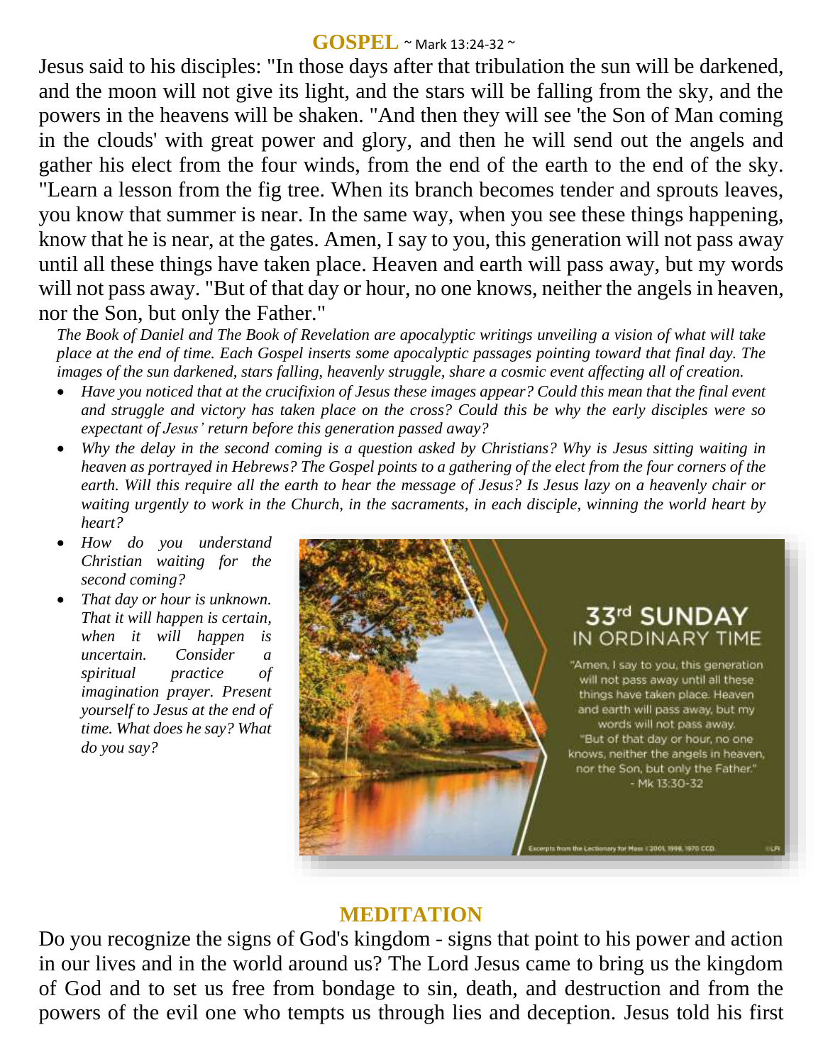## GOSPEL ~ Mark 13:24-32 ~

Jesus said to his disciples: "In those days after that tribulation the sun will be darkened, and the moon will not give its light, and the stars will be falling from the sky, and the powers in the heavens will be shaken. "And then they will see 'the Son of Man coming in the clouds' with great power and glory, and then he will send out the angels and gather his elect from the four winds, from the end of the earth to the end of the sky. "Learn a lesson from the fig tree. When its branch becomes tender and sprouts leaves, you know that summer is near. In the same way, when you see these things happening, know that he is near, at the gates. Amen, I say to you, this generation will not pass away until all these things have taken place. Heaven and earth will pass away, but my words will not pass away. "But of that day or hour, no one knows, neither the angels in heaven, nor the Son, but only the Father."

*The Book of Daniel and The Book of Revelation are apocalyptic writings unveiling a vision of what will take place at the end of time. Each Gospel inserts some apocalyptic passages pointing toward that final day. The images of the sun darkened, stars falling, heavenly struggle, share a cosmic event affecting all of creation.*

- *Have you noticed that at the crucifixion of Jesus these images appear? Could this mean that the final event and struggle and victory has taken place on the cross? Could this be why the early disciples were so expectant of Jesus' return before this generation passed away?*
- *Why the delay in the second coming is a question asked by Christians? Why is Jesus sitting waiting in heaven as portrayed in Hebrews? The Gospel points to a gathering of the elect from the four corners of the earth. Will this require all the earth to hear the message of Jesus? Is Jesus lazy on a heavenly chair or waiting urgently to work in the Church, in the sacraments, in each disciple, winning the world heart by heart?*
- *How do you understand Christian waiting for the second coming?*
- *That day or hour is unknown. That it will happen is certain, when it will happen is uncertain. Consider a spiritual practice of imagination prayer. Present yourself to Jesus at the end of time. What does he say? What do you say?*

33rd SUNDAY IN ORDINARY TIME

"Amen, I say to you, this generation will not pass away until all these things have taken place. Heaven and earth will pass away, but my words will not pass away. "But of that day or hour, no one knows, neither the angels in heaven, nor the Son, but only the Father." - Mk 13:30-32

Excerpts from the Lectionary for Mass ©2001, 1998, 1970 CCD.

## MEDITATION

Do you recognize the signs of God's kingdom - signs that point to his power and action in our lives and in the world around us? The Lord Jesus came to bring us the kingdom of God and to set us free from bondage to sin, death, and destruction and from the powers of the evil one who tempts us through lies and deception. Jesus told his first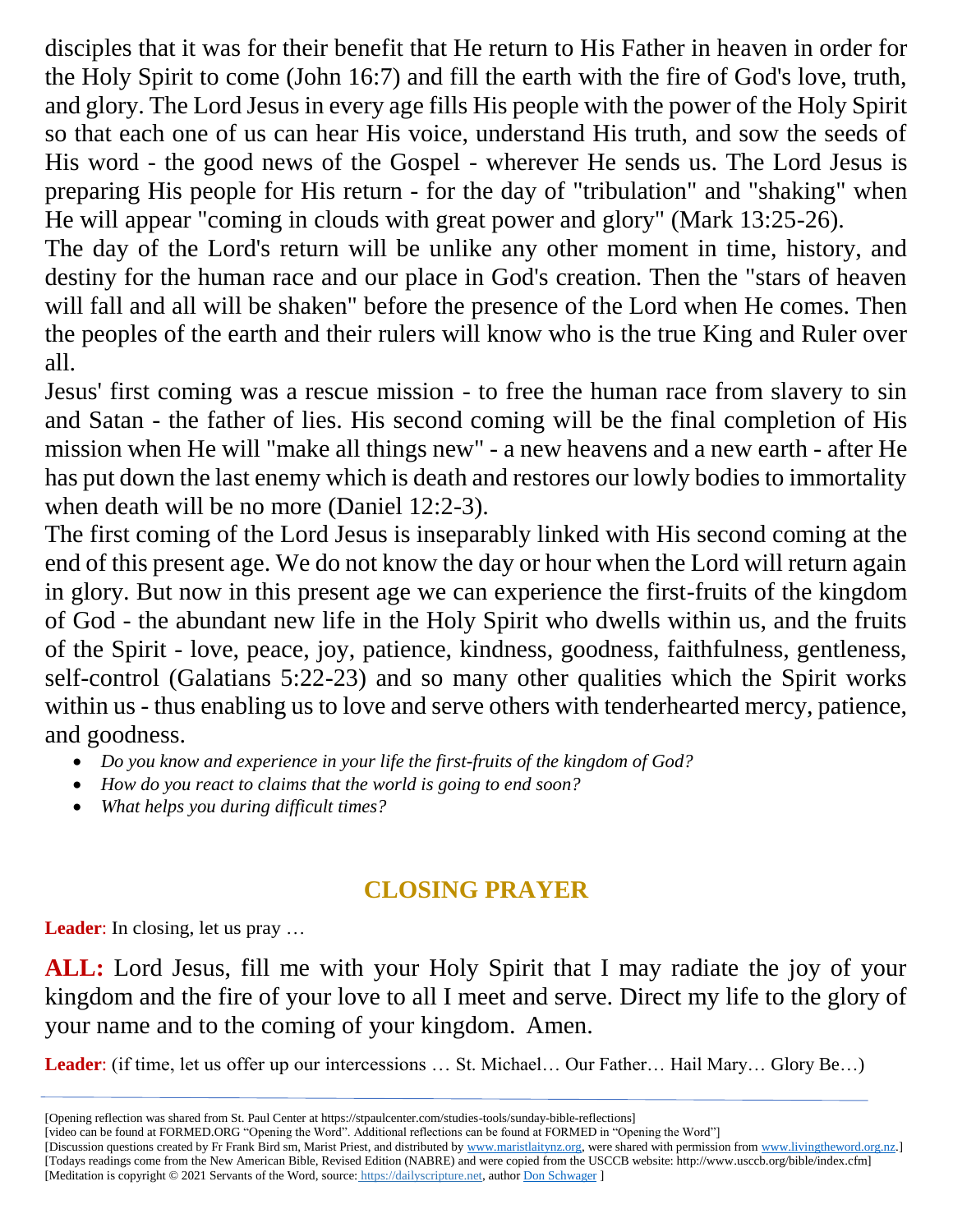disciples that it was for their benefit that He return to His Father in heaven in order for the Holy Spirit to come (John 16:7) and fill the earth with the fire of God's love, truth, and glory. The Lord Jesus in every age fills His people with the power of the Holy Spirit so that each one of us can hear His voice, understand His truth, and sow the seeds of His word - the good news of the Gospel - wherever He sends us. The Lord Jesus is preparing His people for His return - for the day of "tribulation" and "shaking" when He will appear "coming in clouds with great power and glory" (Mark 13:25-26).

The day of the Lord's return will be unlike any other moment in time, history, and destiny for the human race and our place in God's creation. Then the "stars of heaven will fall and all will be shaken" before the presence of the Lord when He comes. Then the peoples of the earth and their rulers will know who is the true King and Ruler over all.

Jesus' first coming was a rescue mission - to free the human race from slavery to sin and Satan - the father of lies. His second coming will be the final completion of His mission when He will "make all things new" - a new heavens and a new earth - after He has put down the last enemy which is death and restores our lowly bodies to immortality when death will be no more (Daniel 12:2-3).

The first coming of the Lord Jesus is inseparably linked with His second coming at the end of this present age. We do not know the day or hour when the Lord will return again in glory. But now in this present age we can experience the first-fruits of the kingdom of God - the abundant new life in the Holy Spirit who dwells within us, and the fruits of the Spirit - love, peace, joy, patience, kindness, goodness, faithfulness, gentleness, self-control (Galatians 5:22-23) and so many other qualities which the Spirit works within us - thus enabling us to love and serve others with tenderhearted mercy, patience, and goodness.

- *Do you know and experience in your life the first-fruits of the kingdom of God?*
- *How do you react to claims that the world is going to end soon?*
- *What helps you during difficult times?*

## CLOSING PRAYER

**Leader**: In closing, let us pray …

**ALL:** Lord Jesus, fill me with your Holy Spirit that I may radiate the joy of your kingdom and the fire of your love to all I meet and serve. Direct my life to the glory of your name and to the coming of your kingdom. Amen.

**Leader**: (if time, let us offer up our intercessions … St. Michael… Our Father… Hail Mary… Glory Be…)

---

[Opening reflection was shared from St. Paul Center at https://stpaulcenter.com/studies-tools/sunday-bible-reflections]
[video can be found at FORMED.ORG "Opening the Word". Additional reflections can be found at FORMED in "Opening the Word"]
[Discussion questions created by Fr Frank Bird sm, Marist Priest, and distributed by www.maristlaitynz.org, were shared with permission from www.livingtheword.org.nz.]
[Todays readings come from the New American Bible, Revised Edition (NABRE) and were copied from the USCCB website: http://www.usccb.org/bible/index.cfm]
[Meditation is copyright © 2021 Servants of the Word, source: https://dailyscripture.net, author Don Schwager ]